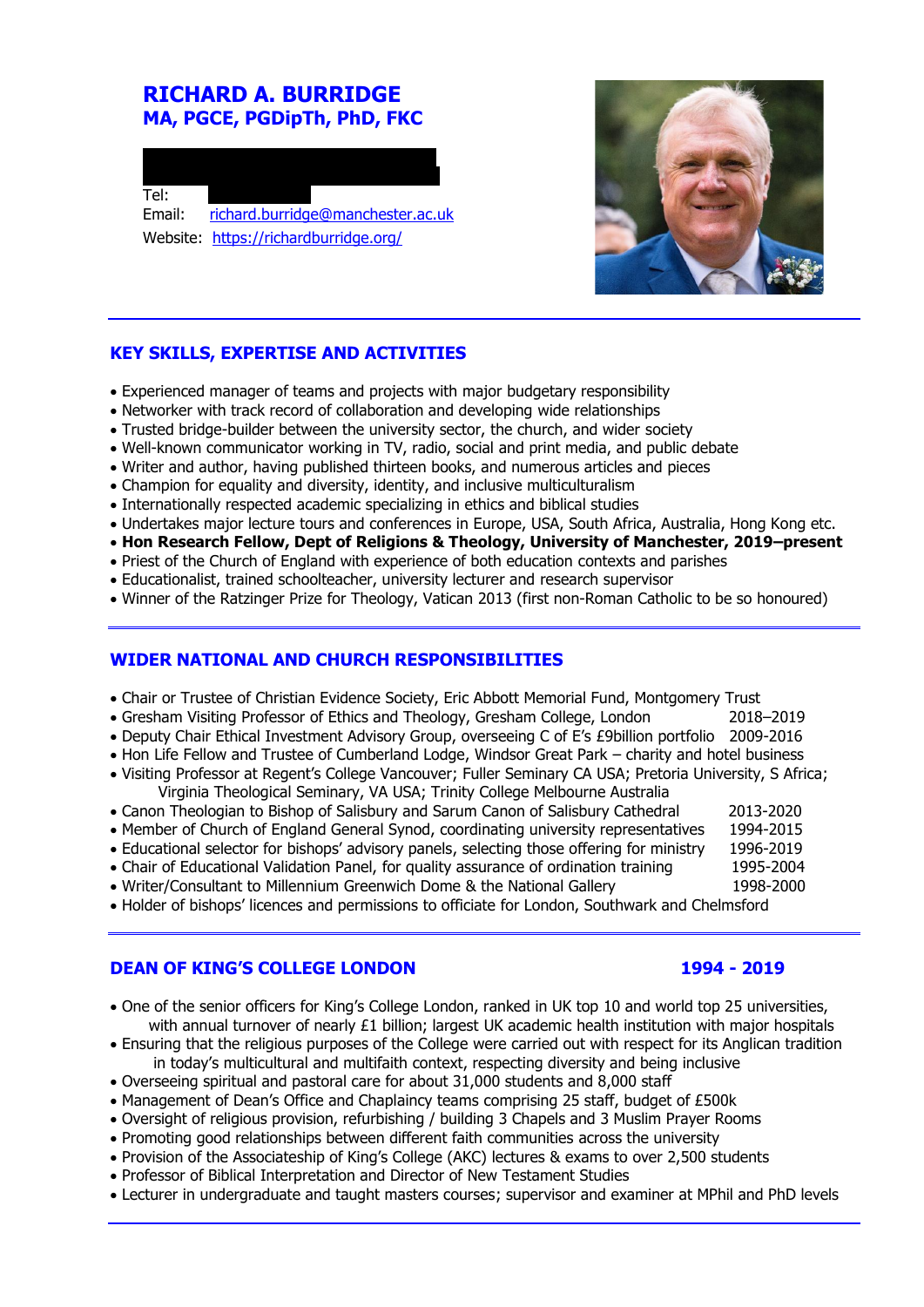# RICHARD A. BURRIDGE
## MA, PGCE, PGDipTh, PhD, FKC

Tel:
Email: richard.burridge@manchester.ac.uk
Website: https://richardburridge.org/

## KEY SKILLS, EXPERTISE AND ACTIVITIES

- Experienced manager of teams and projects with major budgetary responsibility
- Networker with track record of collaboration and developing wide relationships
- Trusted bridge-builder between the university sector, the church, and wider society
- Well-known communicator working in TV, radio, social and print media, and public debate
- Writer and author, having published thirteen books, and numerous articles and pieces
- Champion for equality and diversity, identity, and inclusive multiculturalism
- Internationally respected academic specializing in ethics and biblical studies
- Undertakes major lecture tours and conferences in Europe, USA, South Africa, Australia, Hong Kong etc.
- **Hon Research Fellow, Dept of Religions & Theology, University of Manchester, 2019–present**
- Priest of the Church of England with experience of both education contexts and parishes
- Educationalist, trained schoolteacher, university lecturer and research supervisor
- Winner of the Ratzinger Prize for Theology, Vatican 2013 (first non-Roman Catholic to be so honoured)

## WIDER NATIONAL AND CHURCH RESPONSIBILITIES

- Chair or Trustee of Christian Evidence Society, Eric Abbott Memorial Fund, Montgomery Trust
- Gresham Visiting Professor of Ethics and Theology, Gresham College, London 2018–2019
- Deputy Chair Ethical Investment Advisory Group, overseeing C of E's £9billion portfolio 2009-2016
- Hon Life Fellow and Trustee of Cumberland Lodge, Windsor Great Park – charity and hotel business
- Visiting Professor at Regent's College Vancouver; Fuller Seminary CA USA; Pretoria University, S Africa; Virginia Theological Seminary, VA USA; Trinity College Melbourne Australia
- Canon Theologian to Bishop of Salisbury and Sarum Canon of Salisbury Cathedral 2013-2020
- Member of Church of England General Synod, coordinating university representatives 1994-2015
- Educational selector for bishops' advisory panels, selecting those offering for ministry 1996-2019
- Chair of Educational Validation Panel, for quality assurance of ordination training 1995-2004
- Writer/Consultant to Millennium Greenwich Dome & the National Gallery 1998-2000
- Holder of bishops' licences and permissions to officiate for London, Southwark and Chelmsford

## DEAN OF KING'S COLLEGE LONDON 1994 - 2019

- One of the senior officers for King's College London, ranked in UK top 10 and world top 25 universities, with annual turnover of nearly £1 billion; largest UK academic health institution with major hospitals
- Ensuring that the religious purposes of the College were carried out with respect for its Anglican tradition in today's multicultural and multifaith context, respecting diversity and being inclusive
- Overseeing spiritual and pastoral care for about 31,000 students and 8,000 staff
- Management of Dean's Office and Chaplaincy teams comprising 25 staff, budget of £500k
- Oversight of religious provision, refurbishing / building 3 Chapels and 3 Muslim Prayer Rooms
- Promoting good relationships between different faith communities across the university
- Provision of the Associateship of King's College (AKC) lectures & exams to over 2,500 students
- Professor of Biblical Interpretation and Director of New Testament Studies
- Lecturer in undergraduate and taught masters courses; supervisor and examiner at MPhil and PhD levels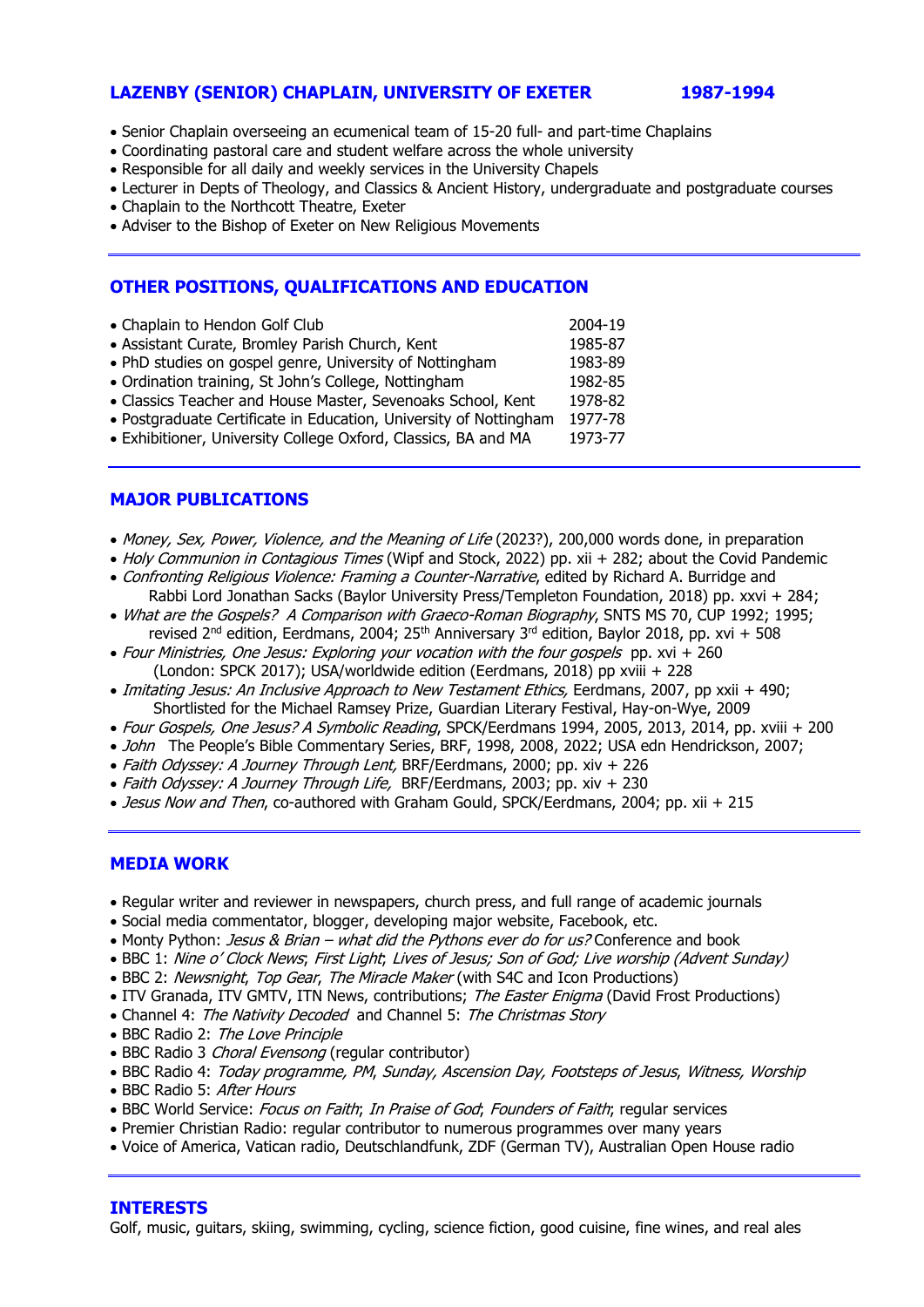## LAZENBY (SENIOR) CHAPLAIN, UNIVERSITY OF EXETER 1987-1994

- Senior Chaplain overseeing an ecumenical team of 15-20 full- and part-time Chaplains
- Coordinating pastoral care and student welfare across the whole university
- Responsible for all daily and weekly services in the University Chapels
- Lecturer in Depts of Theology, and Classics & Ancient History, undergraduate and postgraduate courses
- Chaplain to the Northcott Theatre, Exeter
- Adviser to the Bishop of Exeter on New Religious Movements

## OTHER POSITIONS, QUALIFICATIONS AND EDUCATION

| | |
|---|---|
| • Chaplain to Hendon Golf Club | 2004-19 |
| • Assistant Curate, Bromley Parish Church, Kent | 1985-87 |
| • PhD studies on gospel genre, University of Nottingham | 1983-89 |
| • Ordination training, St John's College, Nottingham | 1982-85 |
| • Classics Teacher and House Master, Sevenoaks School, Kent | 1978-82 |
| • Postgraduate Certificate in Education, University of Nottingham | 1977-78 |
| • Exhibitioner, University College Oxford, Classics, BA and MA | 1973-77 |

## MAJOR PUBLICATIONS

- *Money, Sex, Power, Violence, and the Meaning of Life* (2023?), 200,000 words done, in preparation
- *Holy Communion in Contagious Times* (Wipf and Stock, 2022) pp. xii + 282; about the Covid Pandemic
- *Confronting Religious Violence: Framing a Counter-Narrative*, edited by Richard A. Burridge and Rabbi Lord Jonathan Sacks (Baylor University Press/Templeton Foundation, 2018) pp. xxvi + 284;
- *What are the Gospels? A Comparison with Graeco-Roman Biography*, SNTS MS 70, CUP 1992; 1995; revised 2nd edition, Eerdmans, 2004; 25th Anniversary 3rd edition, Baylor 2018, pp. xvi + 508
- *Four Ministries, One Jesus: Exploring your vocation with the four gospels* pp. xvi + 260 (London: SPCK 2017); USA/worldwide edition (Eerdmans, 2018) pp xviii + 228
- *Imitating Jesus: An Inclusive Approach to New Testament Ethics,* Eerdmans, 2007, pp xxii + 490; Shortlisted for the Michael Ramsey Prize, Guardian Literary Festival, Hay-on-Wye, 2009
- *Four Gospels, One Jesus? A Symbolic Reading*, SPCK/Eerdmans 1994, 2005, 2013, 2014, pp. xviii + 200
- *John* The People's Bible Commentary Series, BRF, 1998, 2008, 2022; USA edn Hendrickson, 2007;
- *Faith Odyssey: A Journey Through Lent,* BRF/Eerdmans, 2000; pp. xiv + 226
- *Faith Odyssey: A Journey Through Life,* BRF/Eerdmans, 2003; pp. xiv + 230
- *Jesus Now and Then*, co-authored with Graham Gould, SPCK/Eerdmans, 2004; pp. xii + 215

## MEDIA WORK

- Regular writer and reviewer in newspapers, church press, and full range of academic journals
- Social media commentator, blogger, developing major website, Facebook, etc.
- Monty Python: *Jesus & Brian – what did the Pythons ever do for us?* Conference and book
- BBC 1: *Nine o' Clock News*; *First Light*; *Lives of Jesus; Son of God; Live worship (Advent Sunday)*
- BBC 2: *Newsnight*, *Top Gear*, *The Miracle Maker* (with S4C and Icon Productions)
- ITV Granada, ITV GMTV, ITN News, contributions; *The Easter Enigma* (David Frost Productions)
- Channel 4: *The Nativity Decoded* and Channel 5: *The Christmas Story*
- BBC Radio 2: *The Love Principle*
- BBC Radio 3 *Choral Evensong* (regular contributor)
- BBC Radio 4: *Today programme, PM, Sunday, Ascension Day, Footsteps of Jesus*, *Witness, Worship*
- BBC Radio 5: *After Hours*
- BBC World Service: *Focus on Faith*; *In Praise of God*; *Founders of Faith*; regular services
- Premier Christian Radio: regular contributor to numerous programmes over many years
- Voice of America, Vatican radio, Deutschlandfunk, ZDF (German TV), Australian Open House radio

## INTERESTS

Golf, music, guitars, skiing, swimming, cycling, science fiction, good cuisine, fine wines, and real ales